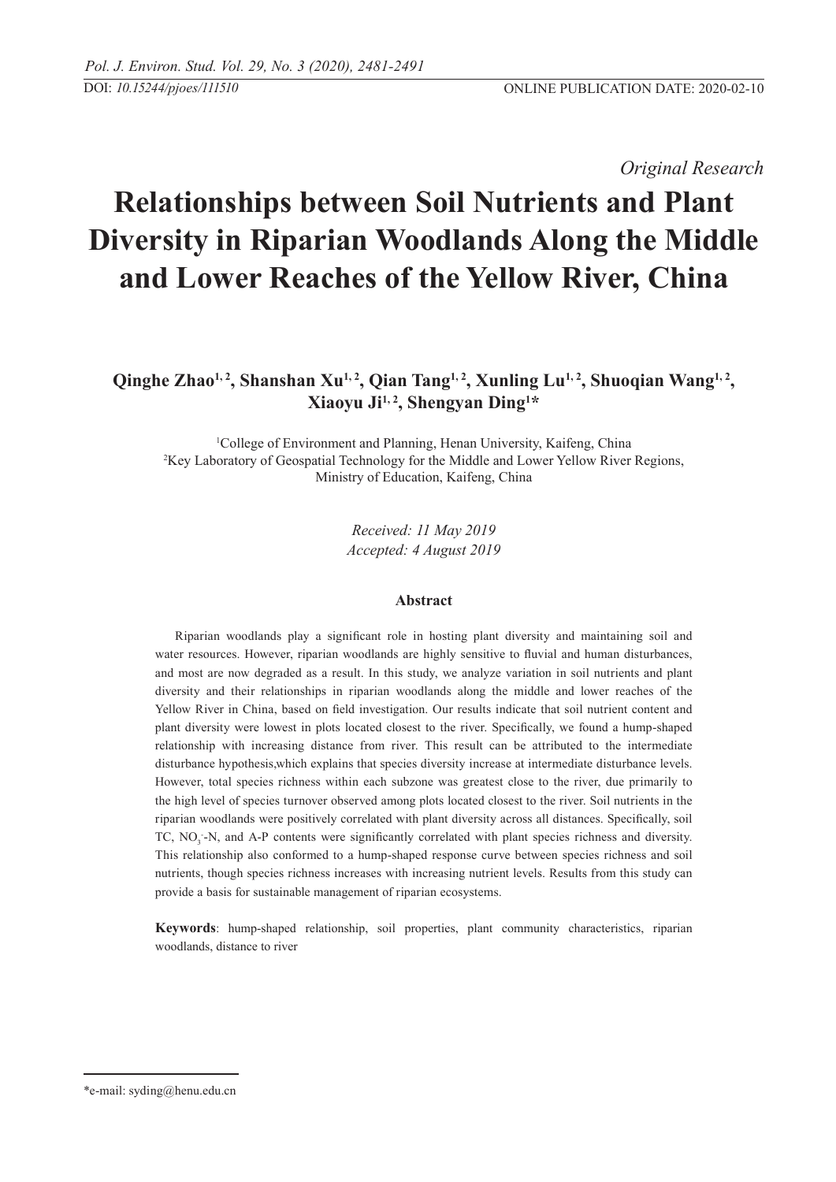*Original Research*

# Relationships between Soil Nutrients and Plant Diversity in Riparian Woodlands Along the Middle and Lower Reaches of the Yellow River, China

**Qinghe Zhao[1,2], Shanshan Xu[1,2], Qian Tang[1,2], Xunling Lu[1,2], Shuoqian Wang[1,2], Xiaoyu Ji[1,2], Shengyan Ding[1]***

[1]College of Environment and Planning, Henan University, Kaifeng, China
[2]Key Laboratory of Geospatial Technology for the Middle and Lower Yellow River Regions, Ministry of Education, Kaifeng, China

*Received: 11 May 2019*
*Accepted: 4 August 2019*

## Abstract

Riparian woodlands play a significant role in hosting plant diversity and maintaining soil and water resources. However, riparian woodlands are highly sensitive to fluvial and human disturbances, and most are now degraded as a result. In this study, we analyze variation in soil nutrients and plant diversity and their relationships in riparian woodlands along the middle and lower reaches of the Yellow River in China, based on field investigation. Our results indicate that soil nutrient content and plant diversity were lowest in plots located closest to the river. Specifically, we found a hump-shaped relationship with increasing distance from river. This result can be attributed to the intermediate disturbance hypothesis,which explains that species diversity increase at intermediate disturbance levels. However, total species richness within each subzone was greatest close to the river, due primarily to the high level of species turnover observed among plots located closest to the river. Soil nutrients in the riparian woodlands were positively correlated with plant diversity across all distances. Specifically, soil TC, $NO_3^-$-N, and A-P contents were significantly correlated with plant species richness and diversity. This relationship also conformed to a hump-shaped response curve between species richness and soil nutrients, though species richness increases with increasing nutrient levels. Results from this study can provide a basis for sustainable management of riparian ecosystems.

**Keywords**: hump-shaped relationship, soil properties, plant community characteristics, riparian woodlands, distance to river

*e-mail: syding@henu.edu.cn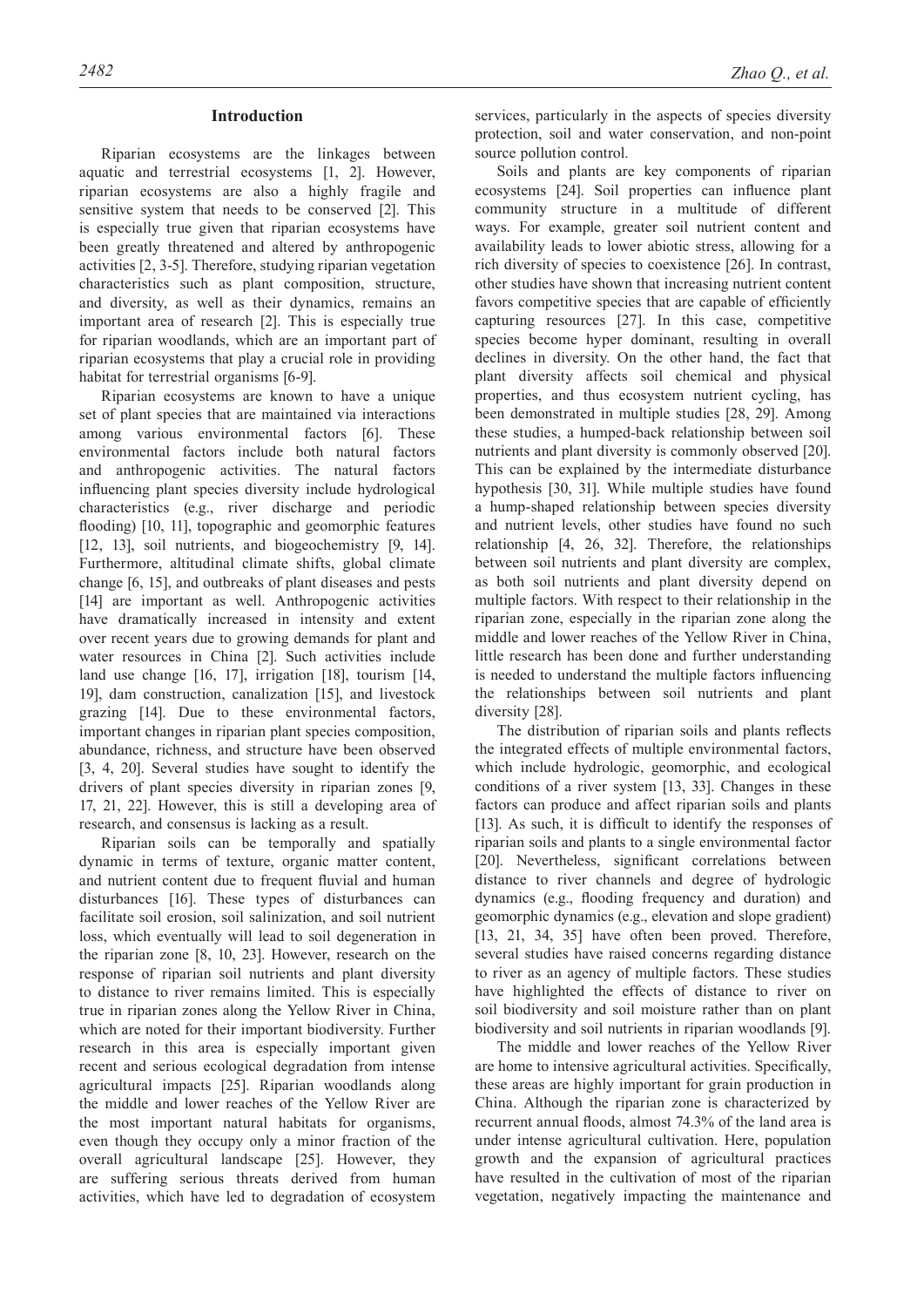## Introduction

Riparian ecosystems are the linkages between aquatic and terrestrial ecosystems [1, 2]. However, riparian ecosystems are also a highly fragile and sensitive system that needs to be conserved [2]. This is especially true given that riparian ecosystems have been greatly threatened and altered by anthropogenic activities [2, 3-5]. Therefore, studying riparian vegetation characteristics such as plant composition, structure, and diversity, as well as their dynamics, remains an important area of research [2]. This is especially true for riparian woodlands, which are an important part of riparian ecosystems that play a crucial role in providing habitat for terrestrial organisms [6-9].

Riparian ecosystems are known to have a unique set of plant species that are maintained via interactions among various environmental factors [6]. These environmental factors include both natural factors and anthropogenic activities. The natural factors influencing plant species diversity include hydrological characteristics (e.g., river discharge and periodic flooding) [10, 11], topographic and geomorphic features [12, 13], soil nutrients, and biogeochemistry [9, 14]. Furthermore, altitudinal climate shifts, global climate change [6, 15], and outbreaks of plant diseases and pests [14] are important as well. Anthropogenic activities have dramatically increased in intensity and extent over recent years due to growing demands for plant and water resources in China [2]. Such activities include land use change [16, 17], irrigation [18], tourism [14, 19], dam construction, canalization [15], and livestock grazing [14]. Due to these environmental factors, important changes in riparian plant species composition, abundance, richness, and structure have been observed [3, 4, 20]. Several studies have sought to identify the drivers of plant species diversity in riparian zones [9, 17, 21, 22]. However, this is still a developing area of research, and consensus is lacking as a result.

Riparian soils can be temporally and spatially dynamic in terms of texture, organic matter content, and nutrient content due to frequent fluvial and human disturbances [16]. These types of disturbances can facilitate soil erosion, soil salinization, and soil nutrient loss, which eventually will lead to soil degeneration in the riparian zone [8, 10, 23]. However, research on the response of riparian soil nutrients and plant diversity to distance to river remains limited. This is especially true in riparian zones along the Yellow River in China, which are noted for their important biodiversity. Further research in this area is especially important given recent and serious ecological degradation from intense agricultural impacts [25]. Riparian woodlands along the middle and lower reaches of the Yellow River are the most important natural habitats for organisms, even though they occupy only a minor fraction of the overall agricultural landscape [25]. However, they are suffering serious threats derived from human activities, which have led to degradation of ecosystem services, particularly in the aspects of species diversity protection, soil and water conservation, and non-point source pollution control.

Soils and plants are key components of riparian ecosystems [24]. Soil properties can influence plant community structure in a multitude of different ways. For example, greater soil nutrient content and availability leads to lower abiotic stress, allowing for a rich diversity of species to coexistence [26]. In contrast, other studies have shown that increasing nutrient content favors competitive species that are capable of efficiently capturing resources [27]. In this case, competitive species become hyper dominant, resulting in overall declines in diversity. On the other hand, the fact that plant diversity affects soil chemical and physical properties, and thus ecosystem nutrient cycling, has been demonstrated in multiple studies [28, 29]. Among these studies, a humped-back relationship between soil nutrients and plant diversity is commonly observed [20]. This can be explained by the intermediate disturbance hypothesis [30, 31]. While multiple studies have found a hump-shaped relationship between species diversity and nutrient levels, other studies have found no such relationship [4, 26, 32]. Therefore, the relationships between soil nutrients and plant diversity are complex, as both soil nutrients and plant diversity depend on multiple factors. With respect to their relationship in the riparian zone, especially in the riparian zone along the middle and lower reaches of the Yellow River in China, little research has been done and further understanding is needed to understand the multiple factors influencing the relationships between soil nutrients and plant diversity [28].

The distribution of riparian soils and plants reflects the integrated effects of multiple environmental factors, which include hydrologic, geomorphic, and ecological conditions of a river system [13, 33]. Changes in these factors can produce and affect riparian soils and plants [13]. As such, it is difficult to identify the responses of riparian soils and plants to a single environmental factor [20]. Nevertheless, significant correlations between distance to river channels and degree of hydrologic dynamics (e.g., flooding frequency and duration) and geomorphic dynamics (e.g., elevation and slope gradient) [13, 21, 34, 35] have often been proved. Therefore, several studies have raised concerns regarding distance to river as an agency of multiple factors. These studies have highlighted the effects of distance to river on soil biodiversity and soil moisture rather than on plant biodiversity and soil nutrients in riparian woodlands [9].

The middle and lower reaches of the Yellow River are home to intensive agricultural activities. Specifically, these areas are highly important for grain production in China. Although the riparian zone is characterized by recurrent annual floods, almost 74.3% of the land area is under intense agricultural cultivation. Here, population growth and the expansion of agricultural practices have resulted in the cultivation of most of the riparian vegetation, negatively impacting the maintenance and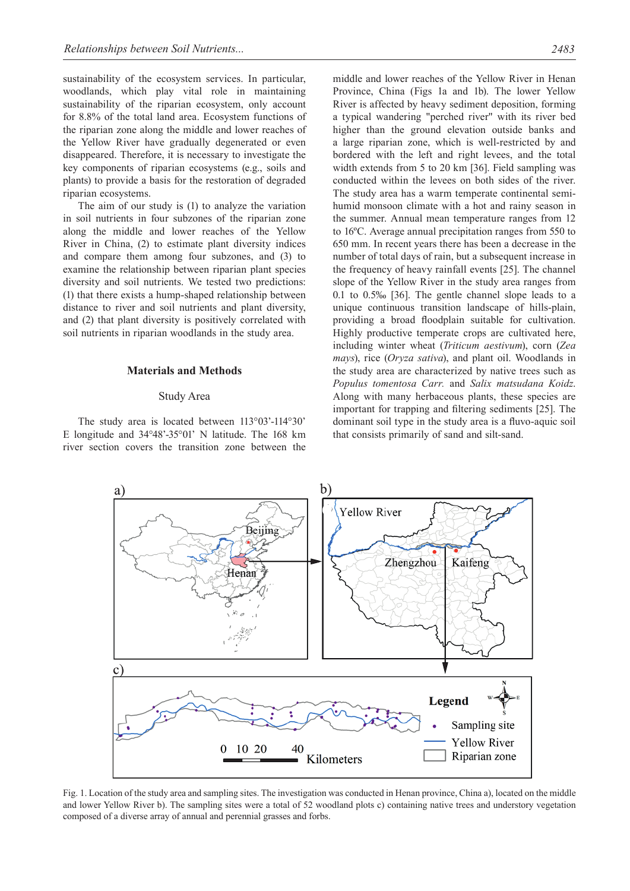sustainability of the ecosystem services. In particular, woodlands, which play vital role in maintaining sustainability of the riparian ecosystem, only account for 8.8% of the total land area. Ecosystem functions of the riparian zone along the middle and lower reaches of the Yellow River have gradually degenerated or even disappeared. Therefore, it is necessary to investigate the key components of riparian ecosystems (e.g., soils and plants) to provide a basis for the restoration of degraded riparian ecosystems.

The aim of our study is (1) to analyze the variation in soil nutrients in four subzones of the riparian zone along the middle and lower reaches of the Yellow River in China, (2) to estimate plant diversity indices and compare them among four subzones, and (3) to examine the relationship between riparian plant species diversity and soil nutrients. We tested two predictions: (1) that there exists a hump-shaped relationship between distance to river and soil nutrients and plant diversity, and (2) that plant diversity is positively correlated with soil nutrients in riparian woodlands in the study area.

## Materials and Methods

### Study Area

The study area is located between 113°03'-114°30' E longitude and 34°48'-35°01' N latitude. The 168 km river section covers the transition zone between the middle and lower reaches of the Yellow River in Henan Province, China (Figs 1a and 1b). The lower Yellow River is affected by heavy sediment deposition, forming a typical wandering "perched river" with its river bed higher than the ground elevation outside banks and a large riparian zone, which is well-restricted by and bordered with the left and right levees, and the total width extends from 5 to 20 km [36]. Field sampling was conducted within the levees on both sides of the river. The study area has a warm temperate continental semi-humid monsoon climate with a hot and rainy season in the summer. Annual mean temperature ranges from 12 to 16ºC. Average annual precipitation ranges from 550 to 650 mm. In recent years there has been a decrease in the number of total days of rain, but a subsequent increase in the frequency of heavy rainfall events [25]. The channel slope of the Yellow River in the study area ranges from 0.1 to 0.5‰ [36]. The gentle channel slope leads to a unique continuous transition landscape of hills-plain, providing a broad floodplain suitable for cultivation. Highly productive temperate crops are cultivated here, including winter wheat (*Triticum aestivum*), corn (*Zea mays*), rice (*Oryza sativa*), and plant oil. Woodlands in the study area are characterized by native trees such as *Populus tomentosa Carr.* and *Salix matsudana Koidz.* Along with many herbaceous plants, these species are important for trapping and filtering sediments [25]. The dominant soil type in the study area is a fluvo-aquic soil that consists primarily of sand and silt-sand.

a)
Beijing
Henan

b)
Yellow River
Zhengzhou
Kaifeng

c)
Legend
Sampling site
Yellow River
Riparian zone
0 10 20 40
Kilometers

Fig. 1. Location of the study area and sampling sites. The investigation was conducted in Henan province, China a), located on the middle and lower Yellow River b). The sampling sites were a total of 52 woodland plots c) containing native trees and understory vegetation composed of a diverse array of annual and perennial grasses and forbs.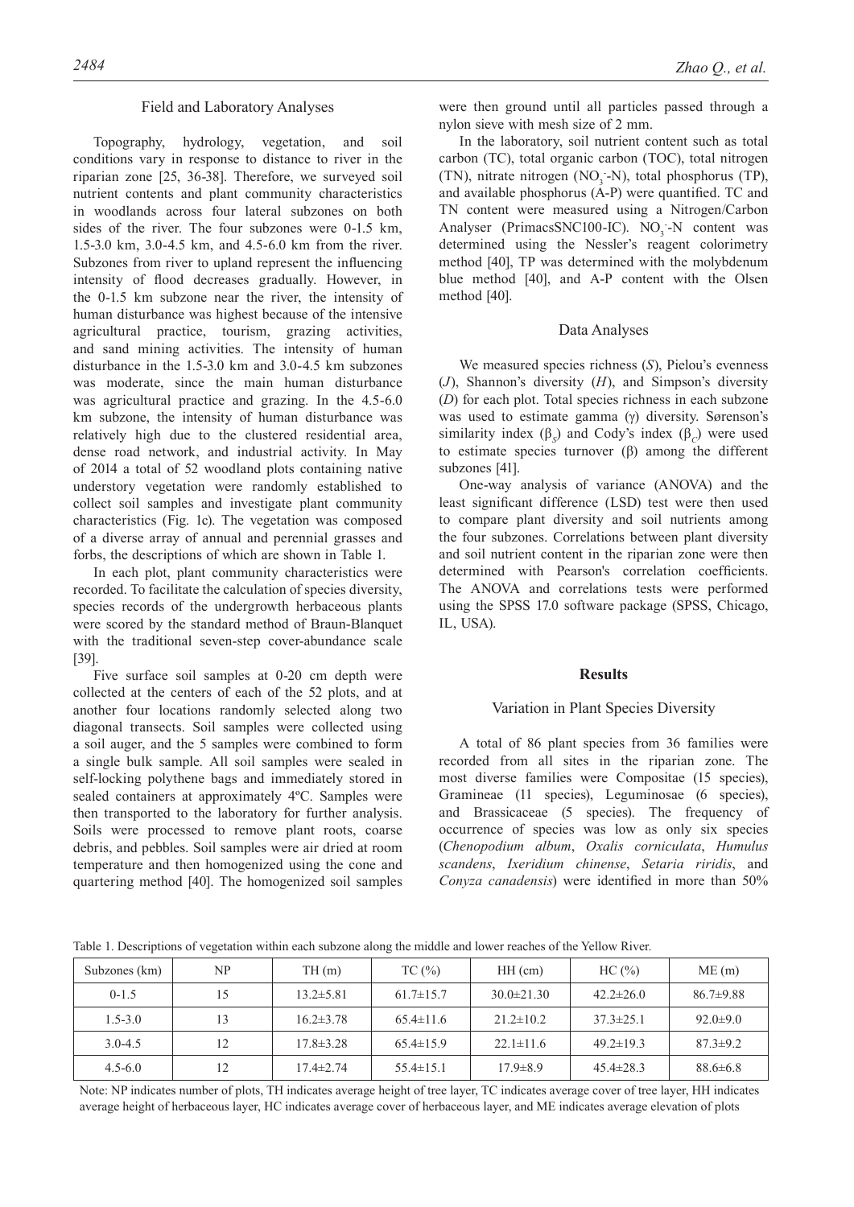### Field and Laboratory Analyses

Topography, hydrology, vegetation, and soil conditions vary in response to distance to river in the riparian zone [25, 36-38]. Therefore, we surveyed soil nutrient contents and plant community characteristics in woodlands across four lateral subzones on both sides of the river. The four subzones were 0-1.5 km, 1.5-3.0 km, 3.0-4.5 km, and 4.5-6.0 km from the river. Subzones from river to upland represent the influencing intensity of flood decreases gradually. However, in the 0-1.5 km subzone near the river, the intensity of human disturbance was highest because of the intensive agricultural practice, tourism, grazing activities, and sand mining activities. The intensity of human disturbance in the 1.5-3.0 km and 3.0-4.5 km subzones was moderate, since the main human disturbance was agricultural practice and grazing. In the 4.5-6.0 km subzone, the intensity of human disturbance was relatively high due to the clustered residential area, dense road network, and industrial activity. In May of 2014 a total of 52 woodland plots containing native understory vegetation were randomly established to collect soil samples and investigate plant community characteristics (Fig. 1c). The vegetation was composed of a diverse array of annual and perennial grasses and forbs, the descriptions of which are shown in Table 1.

In each plot, plant community characteristics were recorded. To facilitate the calculation of species diversity, species records of the undergrowth herbaceous plants were scored by the standard method of Braun-Blanquet with the traditional seven-step cover-abundance scale [39].

Five surface soil samples at 0-20 cm depth were collected at the centers of each of the 52 plots, and at another four locations randomly selected along two diagonal transects. Soil samples were collected using a soil auger, and the 5 samples were combined to form a single bulk sample. All soil samples were sealed in self-locking polythene bags and immediately stored in sealed containers at approximately 4ºC. Samples were then transported to the laboratory for further analysis. Soils were processed to remove plant roots, coarse debris, and pebbles. Soil samples were air dried at room temperature and then homogenized using the cone and quartering method [40]. The homogenized soil samples were then ground until all particles passed through a nylon sieve with mesh size of 2 mm.

In the laboratory, soil nutrient content such as total carbon (TC), total organic carbon (TOC), total nitrogen (TN), nitrate nitrogen ($NO_3^-$-N), total phosphorus (TP), and available phosphorus (A-P) were quantified. TC and TN content were measured using a Nitrogen/Carbon Analyser (PrimacsSNC100-IC). $NO_3^-$-N content was determined using the Nessler's reagent colorimetry method [40], TP was determined with the molybdenum blue method [40], and A-P content with the Olsen method [40].

### Data Analyses

We measured species richness (*S*), Pielou's evenness (*J*), Shannon's diversity (*H*), and Simpson's diversity (*D*) for each plot. Total species richness in each subzone was used to estimate gamma (γ) diversity. Sørenson's similarity index ($\beta_S$) and Cody's index ($\beta_C$) were used to estimate species turnover (β) among the different subzones [41].

One-way analysis of variance (ANOVA) and the least significant difference (LSD) test were then used to compare plant diversity and soil nutrients among the four subzones. Correlations between plant diversity and soil nutrient content in the riparian zone were then determined with Pearson's correlation coefficients. The ANOVA and correlations tests were performed using the SPSS 17.0 software package (SPSS, Chicago, IL, USA).

## Results

### Variation in Plant Species Diversity

A total of 86 plant species from 36 families were recorded from all sites in the riparian zone. The most diverse families were Compositae (15 species), Gramineae (11 species), Leguminosae (6 species), and Brassicaceae (5 species). The frequency of occurrence of species was low as only six species (*Chenopodium album*, *Oxalis corniculata*, *Humulus scandens*, *Ixeridium chinense*, *Setaria riridis*, and *Conyza canadensis*) were identified in more than 50%

Table 1. Descriptions of vegetation within each subzone along the middle and lower reaches of the Yellow River.

| Subzones (km) | NP | TH (m) | TC (%) | HH (cm) | HC (%) | ME (m) |
|---|---|---|---|---|---|---|
| 0-1.5 | 15 | 13.2±5.81 | 61.7±15.7 | 30.0±21.30 | 42.2±26.0 | 86.7±9.88 |
| 1.5-3.0 | 13 | 16.2±3.78 | 65.4±11.6 | 21.2±10.2 | 37.3±25.1 | 92.0±9.0 |
| 3.0-4.5 | 12 | 17.8±3.28 | 65.4±15.9 | 22.1±11.6 | 49.2±19.3 | 87.3±9.2 |
| 4.5-6.0 | 12 | 17.4±2.74 | 55.4±15.1 | 17.9±8.9 | 45.4±28.3 | 88.6±6.8 |

Note: NP indicates number of plots, TH indicates average height of tree layer, TC indicates average cover of tree layer, HH indicates average height of herbaceous layer, HC indicates average cover of herbaceous layer, and ME indicates average elevation of plots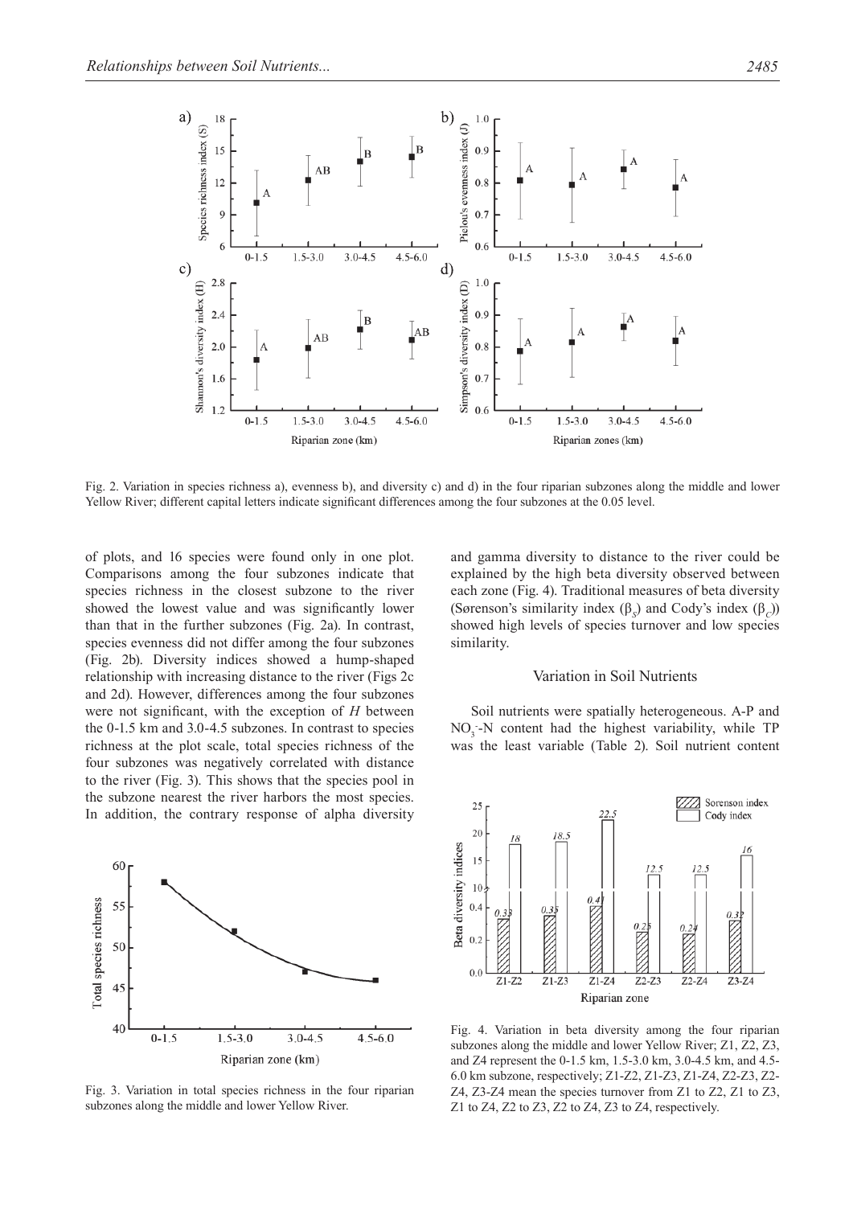a)
Species richness index (S)
18
15
12
9
6
A
AB
B
B
0-1.5
1.5-3.0
3.0-4.5
4.5-6.0

b)
Pielou's evenness index (J)
1.0
0.9
0.8
0.7
0.6
A
A
A
A
0-1.5
1.5-3.0
3.0-4.5
4.5-6.0

c)
Shannon's diversity index (H)
2.8
2.4
2.0
1.6
1.2
A
AB
B
AB
0-1.5
1.5-3.0
3.0-4.5
4.5-6.0
Riparian zone (km)

d)
Simpson's diversity index (D)
1.0
0.9
0.8
0.7
0.6
A
A
A
A
0-1.5
1.5-3.0
3.0-4.5
4.5-6.0
Riparian zones (km)

Fig. 2. Variation in species richness a), evenness b), and diversity c) and d) in the four riparian subzones along the middle and lower Yellow River; different capital letters indicate significant differences among the four subzones at the 0.05 level.

of plots, and 16 species were found only in one plot. Comparisons among the four subzones indicate that species richness in the closest subzone to the river showed the lowest value and was significantly lower than that in the further subzones (Fig. 2a). In contrast, species evenness did not differ among the four subzones (Fig. 2b). Diversity indices showed a hump-shaped relationship with increasing distance to the river (Figs 2c and 2d). However, differences among the four subzones were not significant, with the exception of *H* between the 0-1.5 km and 3.0-4.5 subzones. In contrast to species richness at the plot scale, total species richness of the four subzones was negatively correlated with distance to the river (Fig. 3). This shows that the species pool in the subzone nearest the river harbors the most species. In addition, the contrary response of alpha diversity

Total species richness
60
55
50
45
40
0-1.5
1.5-3.0
3.0-4.5
4.5-6.0
Riparian zone (km)

Fig. 3. Variation in total species richness in the four riparian subzones along the middle and lower Yellow River.

and gamma diversity to distance to the river could be explained by the high beta diversity observed between each zone (Fig. 4). Traditional measures of beta diversity (Sørenson's similarity index ($\beta_S$) and Cody's index ($\beta_C$)) showed high levels of species turnover and low species similarity.

## Variation in Soil Nutrients

Soil nutrients were spatially heterogeneous. A-P and $NO_3^-$-N content had the highest variability, while TP was the least variable (Table 2). Soil nutrient content

Beta diversity indices
Sorenson index
Cody index
25
20
15
10
0.4
0.2
0.0
18
18.5
22.5
12.5
12.5
16
0.33
0.35
0.41
0.25
0.24
0.32
Z1-Z2
Z1-Z3
Z1-Z4
Z2-Z3
Z2-Z4
Z3-Z4
Riparian zone

Fig. 4. Variation in beta diversity among the four riparian subzones along the middle and lower Yellow River; Z1, Z2, Z3, and Z4 represent the 0-1.5 km, 1.5-3.0 km, 3.0-4.5 km, and 4.5-6.0 km subzone, respectively; Z1-Z2, Z1-Z3, Z1-Z4, Z2-Z3, Z2-Z4, Z3-Z4 mean the species turnover from Z1 to Z2, Z1 to Z3, Z1 to Z4, Z2 to Z3, Z2 to Z4, Z3 to Z4, respectively.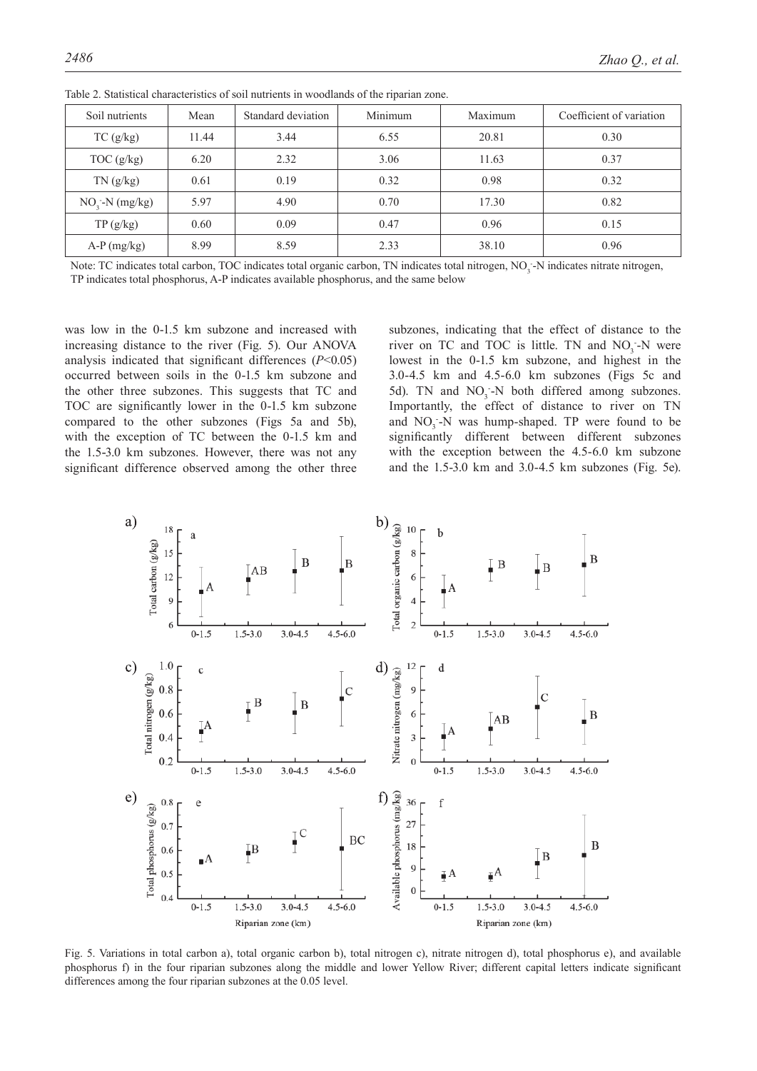Table 2. Statistical characteristics of soil nutrients in woodlands of the riparian zone.

| Soil nutrients | Mean | Standard deviation | Minimum | Maximum | Coefficient of variation |
|---|---|---|---|---|---|
| TC (g/kg) | 11.44 | 3.44 | 6.55 | 20.81 | 0.30 |
| TOC (g/kg) | 6.20 | 2.32 | 3.06 | 11.63 | 0.37 |
| TN (g/kg) | 0.61 | 0.19 | 0.32 | 0.98 | 0.32 |
| $NO_3^-$-N (mg/kg) | 5.97 | 4.90 | 0.70 | 17.30 | 0.82 |
| TP (g/kg) | 0.60 | 0.09 | 0.47 | 0.96 | 0.15 |
| A-P (mg/kg) | 8.99 | 8.59 | 2.33 | 38.10 | 0.96 |

Note: TC indicates total carbon, TOC indicates total organic carbon, TN indicates total nitrogen, $NO_3^-$-N indicates nitrate nitrogen, TP indicates total phosphorus, A-P indicates available phosphorus, and the same below

was low in the 0-1.5 km subzone and increased with increasing distance to the river (Fig. 5). Our ANOVA analysis indicated that significant differences ($P<0.05$) occurred between soils in the 0-1.5 km subzone and the other three subzones. This suggests that TC and TOC are significantly lower in the 0-1.5 km subzone compared to the other subzones (Figs 5a and 5b), with the exception of TC between the 0-1.5 km and the 1.5-3.0 km subzones. However, there was not any significant difference observed among the other three subzones, indicating that the effect of distance to the river on TC and TOC is little. TN and $NO_3^-$-N were lowest in the 0-1.5 km subzone, and highest in the 3.0-4.5 km and 4.5-6.0 km subzones (Figs 5c and 5d). TN and $NO_3^-$-N both differed among subzones. Importantly, the effect of distance to river on TN and $NO_3^-$-N was hump-shaped. TP were found to be significantly different between different subzones with the exception between the 4.5-6.0 km subzone and the 1.5-3.0 km and 3.0-4.5 km subzones (Fig. 5e).

a) Total carbon (g/kg) — 0-1.5: A; 1.5-3.0: AB; 3.0-4.5: B; 4.5-6.0: B

b) Total organic carbon (g/kg) — 0-1.5: A; 1.5-3.0: B; 3.0-4.5: B; 4.5-6.0: B

c) Total nitrogen (g/kg) — 0-1.5: A; 1.5-3.0: B; 3.0-4.5: B; 4.5-6.0: C

d) Nitrate nitrogen (mg/kg) — 0-1.5: A; 1.5-3.0: AB; 3.0-4.5: C; 4.5-6.0: B

e) Total phosphorus (g/kg) — 0-1.5: A; 1.5-3.0: B; 3.0-4.5: C; 4.5-6.0: BC

f) Available phosphorus (mg/kg) — 0-1.5: A; 1.5-3.0: A; 3.0-4.5: B; 4.5-6.0: B

Riparian zone (km)

Fig. 5. Variations in total carbon a), total organic carbon b), total nitrogen c), nitrate nitrogen d), total phosphorus e), and available phosphorus f) in the four riparian subzones along the middle and lower Yellow River; different capital letters indicate significant differences among the four riparian subzones at the 0.05 level.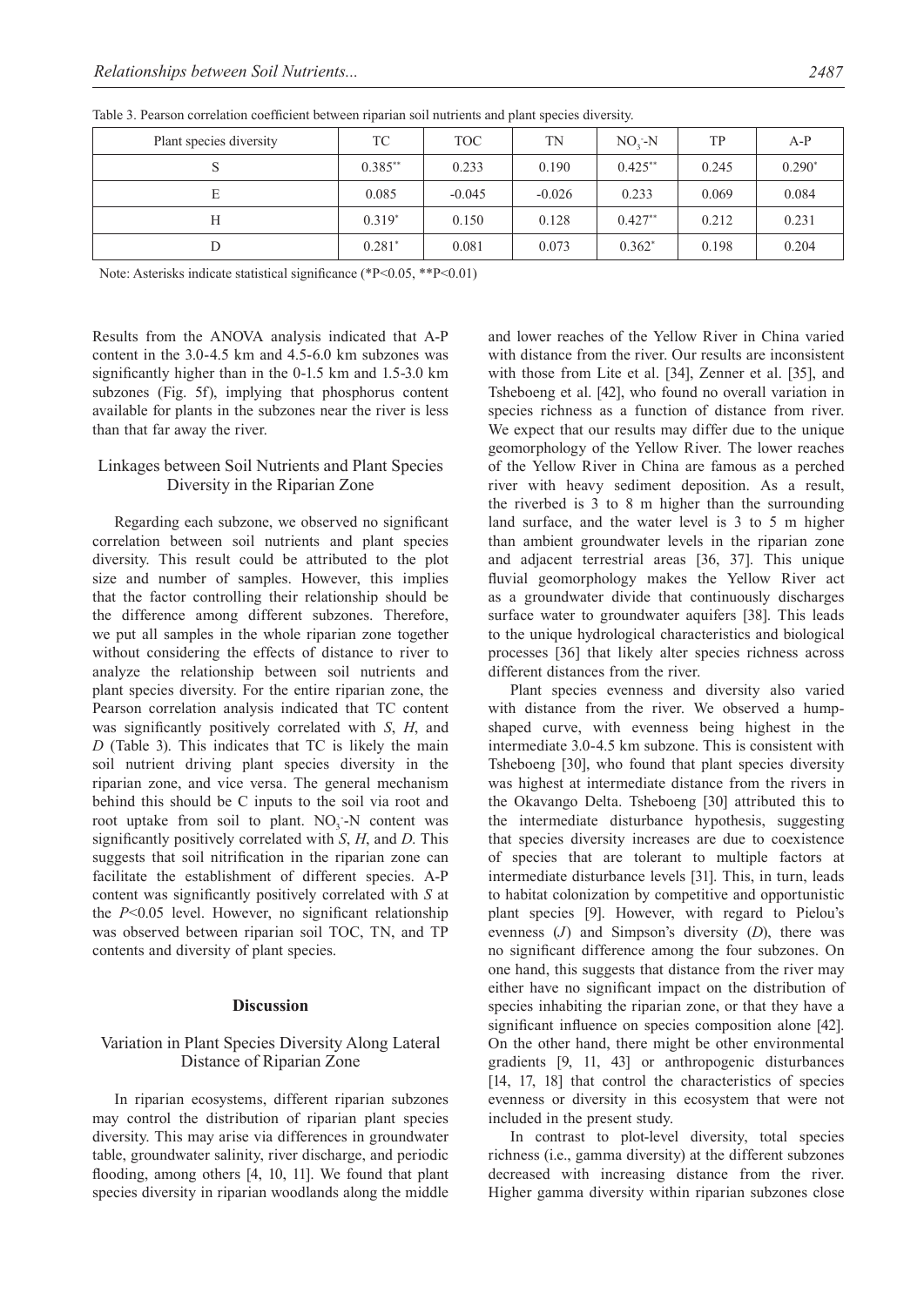Table 3. Pearson correlation coefficient between riparian soil nutrients and plant species diversity.

| Plant species diversity | TC | TOC | TN | $NO_3^-$-N | TP | A-P |
|---|---|---|---|---|---|---|
| S | $0.385^{**}$ | 0.233 | 0.190 | $0.425^{**}$ | 0.245 | $0.290^{*}$ |
| E | 0.085 | -0.045 | -0.026 | 0.233 | 0.069 | 0.084 |
| H | $0.319^{*}$ | 0.150 | 0.128 | $0.427^{**}$ | 0.212 | 0.231 |
| D | $0.281^{*}$ | 0.081 | 0.073 | $0.362^{*}$ | 0.198 | 0.204 |

Note: Asterisks indicate statistical significance (\*P<0.05, \*\*P<0.01)

Results from the ANOVA analysis indicated that A-P content in the 3.0-4.5 km and 4.5-6.0 km subzones was significantly higher than in the 0-1.5 km and 1.5-3.0 km subzones (Fig. 5f), implying that phosphorus content available for plants in the subzones near the river is less than that far away the river.

## Linkages between Soil Nutrients and Plant Species Diversity in the Riparian Zone

Regarding each subzone, we observed no significant correlation between soil nutrients and plant species diversity. This result could be attributed to the plot size and number of samples. However, this implies that the factor controlling their relationship should be the difference among different subzones. Therefore, we put all samples in the whole riparian zone together without considering the effects of distance to river to analyze the relationship between soil nutrients and plant species diversity. For the entire riparian zone, the Pearson correlation analysis indicated that TC content was significantly positively correlated with *S*, *H*, and *D* (Table 3). This indicates that TC is likely the main soil nutrient driving plant species diversity in the riparian zone, and vice versa. The general mechanism behind this should be C inputs to the soil via root and root uptake from soil to plant. $NO_3^-$-N content was significantly positively correlated with *S*, *H*, and *D*. This suggests that soil nitrification in the riparian zone can facilitate the establishment of different species. A-P content was significantly positively correlated with *S* at the $P<0.05$ level. However, no significant relationship was observed between riparian soil TOC, TN, and TP contents and diversity of plant species.

## Discussion

### Variation in Plant Species Diversity Along Lateral Distance of Riparian Zone

In riparian ecosystems, different riparian subzones may control the distribution of riparian plant species diversity. This may arise via differences in groundwater table, groundwater salinity, river discharge, and periodic flooding, among others [4, 10, 11]. We found that plant species diversity in riparian woodlands along the middle and lower reaches of the Yellow River in China varied with distance from the river. Our results are inconsistent with those from Lite et al. [34], Zenner et al. [35], and Tsheboeng et al. [42], who found no overall variation in species richness as a function of distance from river. We expect that our results may differ due to the unique geomorphology of the Yellow River. The lower reaches of the Yellow River in China are famous as a perched river with heavy sediment deposition. As a result, the riverbed is 3 to 8 m higher than the surrounding land surface, and the water level is 3 to 5 m higher than ambient groundwater levels in the riparian zone and adjacent terrestrial areas [36, 37]. This unique fluvial geomorphology makes the Yellow River act as a groundwater divide that continuously discharges surface water to groundwater aquifers [38]. This leads to the unique hydrological characteristics and biological processes [36] that likely alter species richness across different distances from the river.

Plant species evenness and diversity also varied with distance from the river. We observed a hump-shaped curve, with evenness being highest in the intermediate 3.0-4.5 km subzone. This is consistent with Tsheboeng [30], who found that plant species diversity was highest at intermediate distance from the rivers in the Okavango Delta. Tsheboeng [30] attributed this to the intermediate disturbance hypothesis, suggesting that species diversity increases are due to coexistence of species that are tolerant to multiple factors at intermediate disturbance levels [31]. This, in turn, leads to habitat colonization by competitive and opportunistic plant species [9]. However, with regard to Pielou's evenness (*J*) and Simpson's diversity (*D*), there was no significant difference among the four subzones. On one hand, this suggests that distance from the river may either have no significant impact on the distribution of species inhabiting the riparian zone, or that they have a significant influence on species composition alone [42]. On the other hand, there might be other environmental gradients [9, 11, 43] or anthropogenic disturbances [14, 17, 18] that control the characteristics of species evenness or diversity in this ecosystem that were not included in the present study.

In contrast to plot-level diversity, total species richness (i.e., gamma diversity) at the different subzones decreased with increasing distance from the river. Higher gamma diversity within riparian subzones close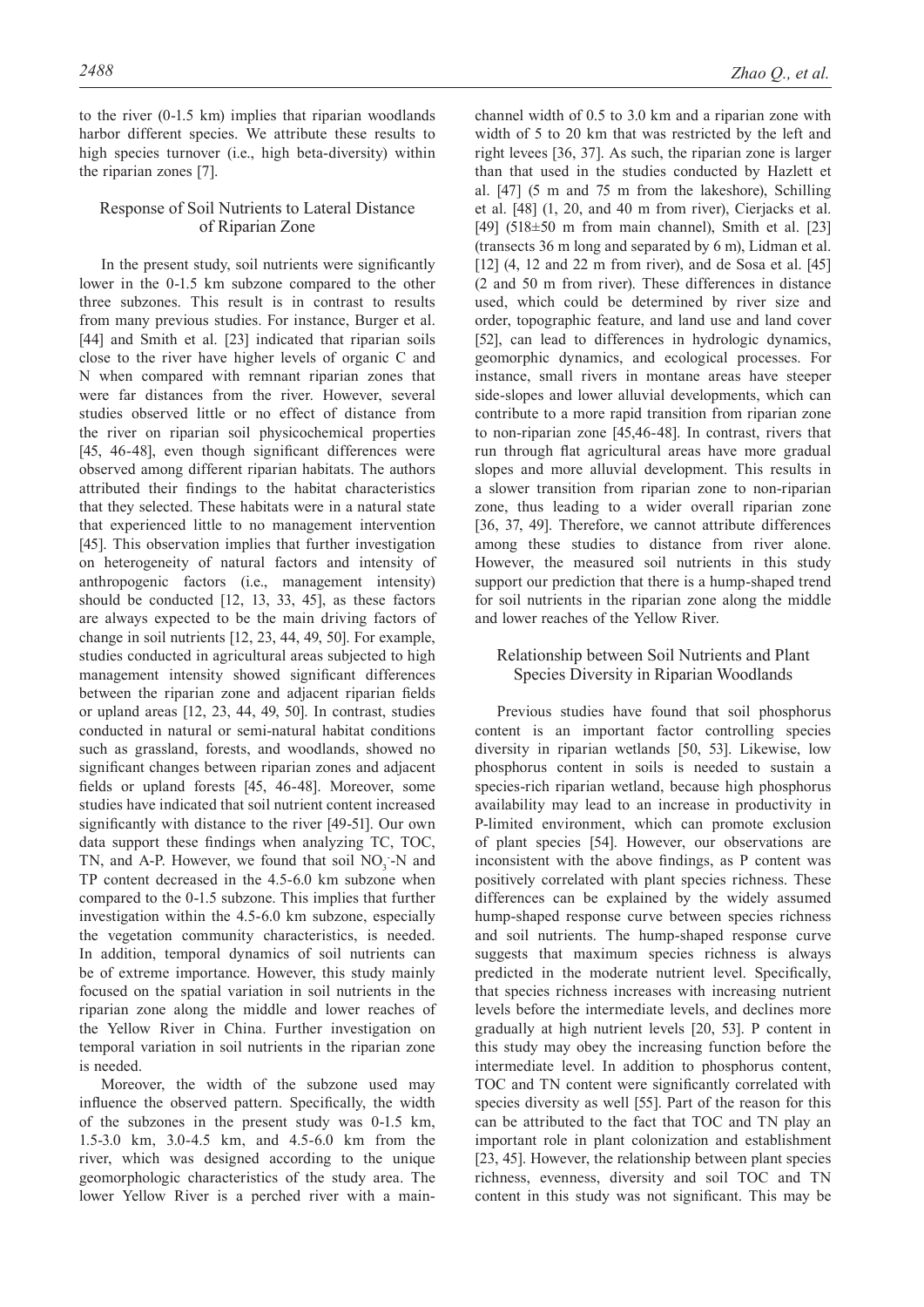to the river (0-1.5 km) implies that riparian woodlands harbor different species. We attribute these results to high species turnover (i.e., high beta-diversity) within the riparian zones [7].

## Response of Soil Nutrients to Lateral Distance of Riparian Zone

In the present study, soil nutrients were significantly lower in the 0-1.5 km subzone compared to the other three subzones. This result is in contrast to results from many previous studies. For instance, Burger et al. [44] and Smith et al. [23] indicated that riparian soils close to the river have higher levels of organic C and N when compared with remnant riparian zones that were far distances from the river. However, several studies observed little or no effect of distance from the river on riparian soil physicochemical properties [45, 46-48], even though significant differences were observed among different riparian habitats. The authors attributed their findings to the habitat characteristics that they selected. These habitats were in a natural state that experienced little to no management intervention [45]. This observation implies that further investigation on heterogeneity of natural factors and intensity of anthropogenic factors (i.e., management intensity) should be conducted [12, 13, 33, 45], as these factors are always expected to be the main driving factors of change in soil nutrients [12, 23, 44, 49, 50]. For example, studies conducted in agricultural areas subjected to high management intensity showed significant differences between the riparian zone and adjacent riparian fields or upland areas [12, 23, 44, 49, 50]. In contrast, studies conducted in natural or semi-natural habitat conditions such as grassland, forests, and woodlands, showed no significant changes between riparian zones and adjacent fields or upland forests [45, 46-48]. Moreover, some studies have indicated that soil nutrient content increased significantly with distance to the river [49-51]. Our own data support these findings when analyzing TC, TOC, TN, and A-P. However, we found that soil $NO_3^-$-N and TP content decreased in the 4.5-6.0 km subzone when compared to the 0-1.5 subzone. This implies that further investigation within the 4.5-6.0 km subzone, especially the vegetation community characteristics, is needed. In addition, temporal dynamics of soil nutrients can be of extreme importance. However, this study mainly focused on the spatial variation in soil nutrients in the riparian zone along the middle and lower reaches of the Yellow River in China. Further investigation on temporal variation in soil nutrients in the riparian zone is needed.

Moreover, the width of the subzone used may influence the observed pattern. Specifically, the width of the subzones in the present study was 0-1.5 km, 1.5-3.0 km, 3.0-4.5 km, and 4.5-6.0 km from the river, which was designed according to the unique geomorphologic characteristics of the study area. The lower Yellow River is a perched river with a main-channel width of 0.5 to 3.0 km and a riparian zone with width of 5 to 20 km that was restricted by the left and right levees [36, 37]. As such, the riparian zone is larger than that used in the studies conducted by Hazlett et al. [47] (5 m and 75 m from the lakeshore), Schilling et al. [48] (1, 20, and 40 m from river), Cierjacks et al. [49] (518±50 m from main channel), Smith et al. [23] (transects 36 m long and separated by 6 m), Lidman et al. [12] (4, 12 and 22 m from river), and de Sosa et al. [45] (2 and 50 m from river). These differences in distance used, which could be determined by river size and order, topographic feature, and land use and land cover [52], can lead to differences in hydrologic dynamics, geomorphic dynamics, and ecological processes. For instance, small rivers in montane areas have steeper side-slopes and lower alluvial developments, which can contribute to a more rapid transition from riparian zone to non-riparian zone [45,46-48]. In contrast, rivers that run through flat agricultural areas have more gradual slopes and more alluvial development. This results in a slower transition from riparian zone to non-riparian zone, thus leading to a wider overall riparian zone [36, 37, 49]. Therefore, we cannot attribute differences among these studies to distance from river alone. However, the measured soil nutrients in this study support our prediction that there is a hump-shaped trend for soil nutrients in the riparian zone along the middle and lower reaches of the Yellow River.

## Relationship between Soil Nutrients and Plant Species Diversity in Riparian Woodlands

Previous studies have found that soil phosphorus content is an important factor controlling species diversity in riparian wetlands [50, 53]. Likewise, low phosphorus content in soils is needed to sustain a species-rich riparian wetland, because high phosphorus availability may lead to an increase in productivity in P-limited environment, which can promote exclusion of plant species [54]. However, our observations are inconsistent with the above findings, as P content was positively correlated with plant species richness. These differences can be explained by the widely assumed hump-shaped response curve between species richness and soil nutrients. The hump-shaped response curve suggests that maximum species richness is always predicted in the moderate nutrient level. Specifically, that species richness increases with increasing nutrient levels before the intermediate levels, and declines more gradually at high nutrient levels [20, 53]. P content in this study may obey the increasing function before the intermediate level. In addition to phosphorus content, TOC and TN content were significantly correlated with species diversity as well [55]. Part of the reason for this can be attributed to the fact that TOC and TN play an important role in plant colonization and establishment [23, 45]. However, the relationship between plant species richness, evenness, diversity and soil TOC and TN content in this study was not significant. This may be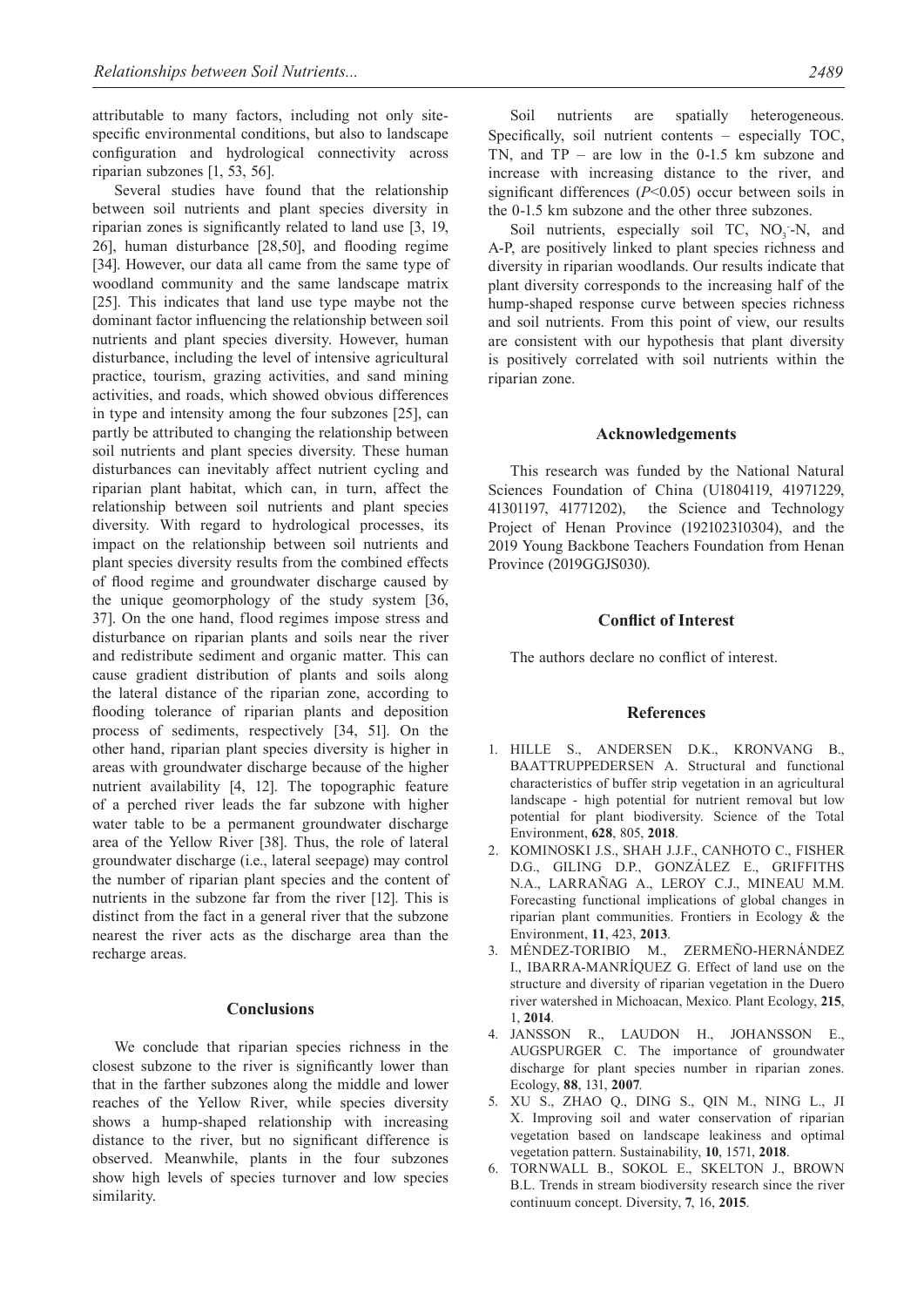attributable to many factors, including not only site-specific environmental conditions, but also to landscape configuration and hydrological connectivity across riparian subzones [1, 53, 56].

Several studies have found that the relationship between soil nutrients and plant species diversity in riparian zones is significantly related to land use [3, 19, 26], human disturbance [28,50], and flooding regime [34]. However, our data all came from the same type of woodland community and the same landscape matrix [25]. This indicates that land use type maybe not the dominant factor influencing the relationship between soil nutrients and plant species diversity. However, human disturbance, including the level of intensive agricultural practice, tourism, grazing activities, and sand mining activities, and roads, which showed obvious differences in type and intensity among the four subzones [25], can partly be attributed to changing the relationship between soil nutrients and plant species diversity. These human disturbances can inevitably affect nutrient cycling and riparian plant habitat, which can, in turn, affect the relationship between soil nutrients and plant species diversity. With regard to hydrological processes, its impact on the relationship between soil nutrients and plant species diversity results from the combined effects of flood regime and groundwater discharge caused by the unique geomorphology of the study system [36, 37]. On the one hand, flood regimes impose stress and disturbance on riparian plants and soils near the river and redistribute sediment and organic matter. This can cause gradient distribution of plants and soils along the lateral distance of the riparian zone, according to flooding tolerance of riparian plants and deposition process of sediments, respectively [34, 51]. On the other hand, riparian plant species diversity is higher in areas with groundwater discharge because of the higher nutrient availability [4, 12]. The topographic feature of a perched river leads the far subzone with higher water table to be a permanent groundwater discharge area of the Yellow River [38]. Thus, the role of lateral groundwater discharge (i.e., lateral seepage) may control the number of riparian plant species and the content of nutrients in the subzone far from the river [12]. This is distinct from the fact in a general river that the subzone nearest the river acts as the discharge area than the recharge areas.

## Conclusions

We conclude that riparian species richness in the closest subzone to the river is significantly lower than that in the farther subzones along the middle and lower reaches of the Yellow River, while species diversity shows a hump-shaped relationship with increasing distance to the river, but no significant difference is observed. Meanwhile, plants in the four subzones show high levels of species turnover and low species similarity.

Soil nutrients are spatially heterogeneous. Specifically, soil nutrient contents – especially TOC, TN, and TP – are low in the 0-1.5 km subzone and increase with increasing distance to the river, and significant differences ($P<0.05$) occur between soils in the 0-1.5 km subzone and the other three subzones.

Soil nutrients, especially soil TC, $NO_3^-$-N, and A-P, are positively linked to plant species richness and diversity in riparian woodlands. Our results indicate that plant diversity corresponds to the increasing half of the hump-shaped response curve between species richness and soil nutrients. From this point of view, our results are consistent with our hypothesis that plant diversity is positively correlated with soil nutrients within the riparian zone.

## Acknowledgements

This research was funded by the National Natural Sciences Foundation of China (U1804119, 41971229, 41301197, 41771202), the Science and Technology Project of Henan Province (192102310304), and the 2019 Young Backbone Teachers Foundation from Henan Province (2019GGJS030).

## Conflict of Interest

The authors declare no conflict of interest.

## References

1. HILLE S., ANDERSEN D.K., KRONVANG B., BAATTRUPPEDERSEN A. Structural and functional characteristics of buffer strip vegetation in an agricultural landscape - high potential for nutrient removal but low potential for plant biodiversity. Science of the Total Environment, **628**, 805, **2018**.
2. KOMINOSKI J.S., SHAH J.J.F., CANHOTO C., FISHER D.G., GILING D.P., GONZÁLEZ E., GRIFFITHS N.A., LARRAÑAG A., LEROY C.J., MINEAU M.M. Forecasting functional implications of global changes in riparian plant communities. Frontiers in Ecology & the Environment, **11**, 423, **2013**.
3. MÉNDEZ-TORIBIO M., ZERMEÑO-HERNÁNDEZ I., IBARRA-MANRÍQUEZ G. Effect of land use on the structure and diversity of riparian vegetation in the Duero river watershed in Michoacan, Mexico. Plant Ecology, **215**, 1, **2014**.
4. JANSSON R., LAUDON H., JOHANSSON E., AUGSPURGER C. The importance of groundwater discharge for plant species number in riparian zones. Ecology, **88**, 131, **2007**.
5. XU S., ZHAO Q., DING S., QIN M., NING L., JI X. Improving soil and water conservation of riparian vegetation based on landscape leakiness and optimal vegetation pattern. Sustainability, **10**, 1571, **2018**.
6. TORNWALL B., SOKOL E., SKELTON J., BROWN B.L. Trends in stream biodiversity research since the river continuum concept. Diversity, **7**, 16, **2015**.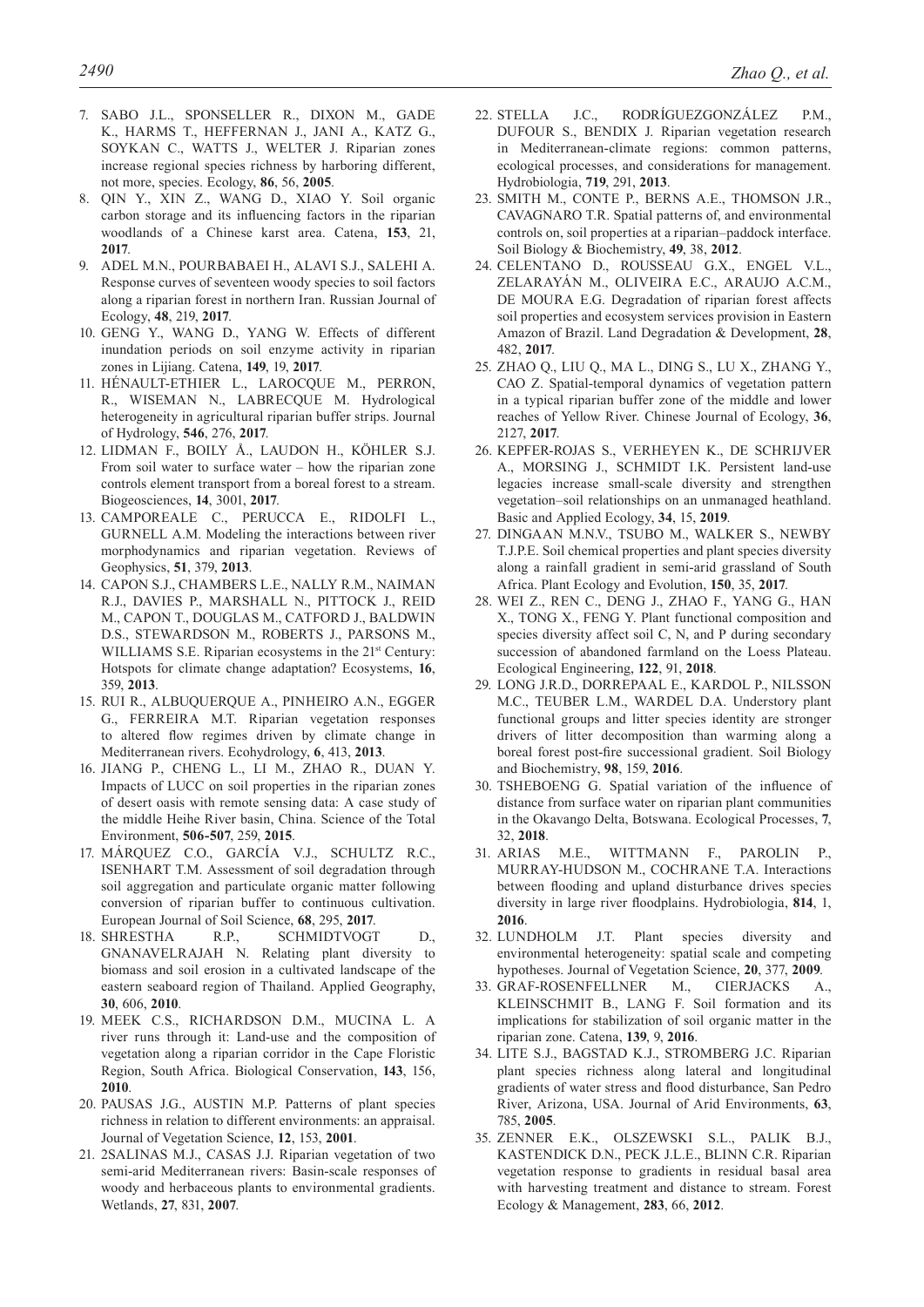7. SABO J.L., SPONSELLER R., DIXON M., GADE K., HARMS T., HEFFERNAN J., JANI A., KATZ G., SOYKAN C., WATTS J., WELTER J. Riparian zones increase regional species richness by harboring different, not more, species. Ecology, **86**, 56, **2005**.
8. QIN Y., XIN Z., WANG D., XIAO Y. Soil organic carbon storage and its influencing factors in the riparian woodlands of a Chinese karst area. Catena, **153**, 21, **2017**.
9. ADEL M.N., POURBABAEI H., ALAVI S.J., SALEHI A. Response curves of seventeen woody species to soil factors along a riparian forest in northern Iran. Russian Journal of Ecology, **48**, 219, **2017**.
10. GENG Y., WANG D., YANG W. Effects of different inundation periods on soil enzyme activity in riparian zones in Lijiang. Catena, **149**, 19, **2017**.
11. HÉNAULT-ETHIER L., LAROCQUE M., PERRON, R., WISEMAN N., LABRECQUE M. Hydrological heterogeneity in agricultural riparian buffer strips. Journal of Hydrology, **546**, 276, **2017**.
12. LIDMAN F., BOILY Å., LAUDON H., KÖHLER S.J. From soil water to surface water – how the riparian zone controls element transport from a boreal forest to a stream. Biogeosciences, **14**, 3001, **2017**.
13. CAMPOREALE C., PERUCCA E., RIDOLFI L., GURNELL A.M. Modeling the interactions between river morphodynamics and riparian vegetation. Reviews of Geophysics, **51**, 379, **2013**.
14. CAPON S.J., CHAMBERS L.E., NALLY R.M., NAIMAN R.J., DAVIES P., MARSHALL N., PITTOCK J., REID M., CAPON T., DOUGLAS M., CATFORD J., BALDWIN D.S., STEWARDSON M., ROBERTS J., PARSONS M., WILLIAMS S.E. Riparian ecosystems in the 21st Century: Hotspots for climate change adaptation? Ecosystems, **16**, 359, **2013**.
15. RUI R., ALBUQUERQUE A., PINHEIRO A.N., EGGER G., FERREIRA M.T. Riparian vegetation responses to altered flow regimes driven by climate change in Mediterranean rivers. Ecohydrology, **6**, 413, **2013**.
16. JIANG P., CHENG L., LI M., ZHAO R., DUAN Y. Impacts of LUCC on soil properties in the riparian zones of desert oasis with remote sensing data: A case study of the middle Heihe River basin, China. Science of the Total Environment, **506-507**, 259, **2015**.
17. MÁRQUEZ C.O., GARCÍA V.J., SCHULTZ R.C., ISENHART T.M. Assessment of soil degradation through soil aggregation and particulate organic matter following conversion of riparian buffer to continuous cultivation. European Journal of Soil Science, **68**, 295, **2017**.
18. SHRESTHA R.P., SCHMIDTVOGT D., GNANAVELRAJAH N. Relating plant diversity to biomass and soil erosion in a cultivated landscape of the eastern seaboard region of Thailand. Applied Geography, **30**, 606, **2010**.
19. MEEK C.S., RICHARDSON D.M., MUCINA L. A river runs through it: Land-use and the composition of vegetation along a riparian corridor in the Cape Floristic Region, South Africa. Biological Conservation, **143**, 156, **2010**.
20. PAUSAS J.G., AUSTIN M.P. Patterns of plant species richness in relation to different environments: an appraisal. Journal of Vegetation Science, **12**, 153, **2001**.
21. 2SALINAS M.J., CASAS J.J. Riparian vegetation of two semi-arid Mediterranean rivers: Basin-scale responses of woody and herbaceous plants to environmental gradients. Wetlands, **27**, 831, **2007**.
22. STELLA J.C., RODRÍGUEZGONZÁLEZ P.M., DUFOUR S., BENDIX J. Riparian vegetation research in Mediterranean-climate regions: common patterns, ecological processes, and considerations for management. Hydrobiologia, **719**, 291, **2013**.
23. SMITH M., CONTE P., BERNS A.E., THOMSON J.R., CAVAGNARO T.R. Spatial patterns of, and environmental controls on, soil properties at a riparian–paddock interface. Soil Biology & Biochemistry, **49**, 38, **2012**.
24. CELENTANO D., ROUSSEAU G.X., ENGEL V.L., ZELARAYÁN M., OLIVEIRA E.C., ARAUJO A.C.M., DE MOURA E.G. Degradation of riparian forest affects soil properties and ecosystem services provision in Eastern Amazon of Brazil. Land Degradation & Development, **28**, 482, **2017**.
25. ZHAO Q., LIU Q., MA L., DING S., LU X., ZHANG Y., CAO Z. Spatial-temporal dynamics of vegetation pattern in a typical riparian buffer zone of the middle and lower reaches of Yellow River. Chinese Journal of Ecology, **36**, 2127, **2017**.
26. KEPFER-ROJAS S., VERHEYEN K., DE SCHRIJVER A., MORSING J., SCHMIDT I.K. Persistent land-use legacies increase small-scale diversity and strengthen vegetation–soil relationships on an unmanaged heathland. Basic and Applied Ecology, **34**, 15, **2019**.
27. DINGAAN M.N.V., TSUBO M., WALKER S., NEWBY T.J.P.E. Soil chemical properties and plant species diversity along a rainfall gradient in semi-arid grassland of South Africa. Plant Ecology and Evolution, **150**, 35, **2017**.
28. WEI Z., REN C., DENG J., ZHAO F., YANG G., HAN X., TONG X., FENG Y. Plant functional composition and species diversity affect soil C, N, and P during secondary succession of abandoned farmland on the Loess Plateau. Ecological Engineering, **122**, 91, **2018**.
29. LONG J.R.D., DORREPAAL E., KARDOL P., NILSSON M.C., TEUBER L.M., WARDEL D.A. Understory plant functional groups and litter species identity are stronger drivers of litter decomposition than warming along a boreal forest post-fire successional gradient. Soil Biology and Biochemistry, **98**, 159, **2016**.
30. TSHEBOENG G. Spatial variation of the influence of distance from surface water on riparian plant communities in the Okavango Delta, Botswana. Ecological Processes, **7**, 32, **2018**.
31. ARIAS M.E., WITTMANN F., PAROLIN P., MURRAY-HUDSON M., COCHRANE T.A. Interactions between flooding and upland disturbance drives species diversity in large river floodplains. Hydrobiologia, **814**, 1, **2016**.
32. LUNDHOLM J.T. Plant species diversity and environmental heterogeneity: spatial scale and competing hypotheses. Journal of Vegetation Science, **20**, 377, **2009**.
33. GRAF-ROSENFELLNER M., CIERJACKS A., KLEINSCHMIT B., LANG F. Soil formation and its implications for stabilization of soil organic matter in the riparian zone. Catena, **139**, 9, **2016**.
34. LITE S.J., BAGSTAD K.J., STROMBERG J.C. Riparian plant species richness along lateral and longitudinal gradients of water stress and flood disturbance, San Pedro River, Arizona, USA. Journal of Arid Environments, **63**, 785, **2005**.
35. ZENNER E.K., OLSZEWSKI S.L., PALIK B.J., KASTENDICK D.N., PECK J.L.E., BLINN C.R. Riparian vegetation response to gradients in residual basal area with harvesting treatment and distance to stream. Forest Ecology & Management, **283**, 66, **2012**.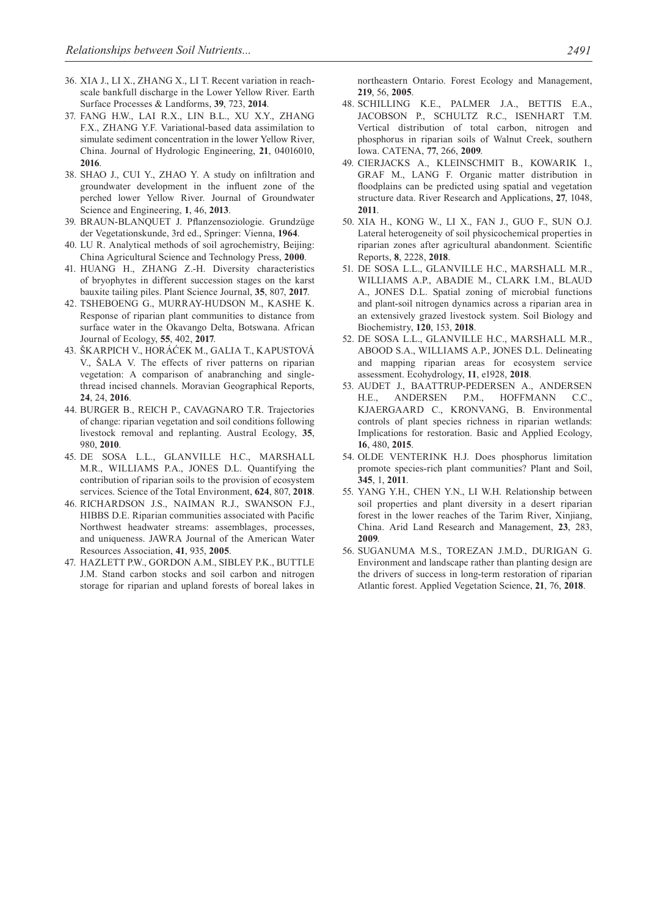36. XIA J., LI X., ZHANG X., LI T. Recent variation in reach-scale bankfull discharge in the Lower Yellow River. Earth Surface Processes & Landforms, **39**, 723, **2014**.
37. FANG H.W., LAI R.X., LIN B.L., XU X.Y., ZHANG F.X., ZHANG Y.F. Variational-based data assimilation to simulate sediment concentration in the lower Yellow River, China. Journal of Hydrologic Engineering, **21**, 04016010, **2016**.
38. SHAO J., CUI Y., ZHAO Y. A study on infiltration and groundwater development in the influent zone of the perched lower Yellow River. Journal of Groundwater Science and Engineering, **1**, 46, **2013**.
39. BRAUN-BLANQUET J. Pflanzensoziologie. Grundzüge der Vegetationskunde, 3rd ed., Springer: Vienna, **1964**.
40. LU R. Analytical methods of soil agrochemistry, Beijing: China Agricultural Science and Technology Press, **2000**.
41. HUANG H., ZHANG Z.-H. Diversity characteristics of bryophytes in different succession stages on the karst bauxite tailing piles. Plant Science Journal, **35**, 807, **2017**.
42. TSHEBOENG G., MURRAY-HUDSON M., KASHE K. Response of riparian plant communities to distance from surface water in the Okavango Delta, Botswana. African Journal of Ecology, **55**, 402, **2017**.
43. ŠKARPICH V., HORÁĆEK M., GALIA T., KAPUSTOVÁ V., ŠALA V. The effects of river patterns on riparian vegetation: A comparison of anabranching and single-thread incised channels. Moravian Geographical Reports, **24**, 24, **2016**.
44. BURGER B., REICH P., CAVAGNARO T.R. Trajectories of change: riparian vegetation and soil conditions following livestock removal and replanting. Austral Ecology, **35**, 980, **2010**.
45. DE SOSA L.L., GLANVILLE H.C., MARSHALL M.R., WILLIAMS P.A., JONES D.L. Quantifying the contribution of riparian soils to the provision of ecosystem services. Science of the Total Environment, **624**, 807, **2018**.
46. RICHARDSON J.S., NAIMAN R.J., SWANSON F.J., HIBBS D.E. Riparian communities associated with Pacific Northwest headwater streams: assemblages, processes, and uniqueness. JAWRA Journal of the American Water Resources Association, **41**, 935, **2005**.
47. HAZLETT P.W., GORDON A.M., SIBLEY P.K., BUTTLE J.M. Stand carbon stocks and soil carbon and nitrogen storage for riparian and upland forests of boreal lakes in northeastern Ontario. Forest Ecology and Management, **219**, 56, **2005**.
48. SCHILLING K.E., PALMER J.A., BETTIS E.A., JACOBSON P., SCHULTZ R.C., ISENHART T.M. Vertical distribution of total carbon, nitrogen and phosphorus in riparian soils of Walnut Creek, southern Iowa. CATENA, **77**, 266, **2009**.
49. CIERJACKS A., KLEINSCHMIT B., KOWARIK I., GRAF M., LANG F. Organic matter distribution in floodplains can be predicted using spatial and vegetation structure data. River Research and Applications, **27**, 1048, **2011**.
50. XIA H., KONG W., LI X., FAN J., GUO F., SUN O.J. Lateral heterogeneity of soil physicochemical properties in riparian zones after agricultural abandonment. Scientific Reports, **8**, 2228, **2018**.
51. DE SOSA L.L., GLANVILLE H.C., MARSHALL M.R., WILLIAMS A.P., ABADIE M., CLARK I.M., BLAUD A., JONES D.L. Spatial zoning of microbial functions and plant-soil nitrogen dynamics across a riparian area in an extensively grazed livestock system. Soil Biology and Biochemistry, **120**, 153, **2018**.
52. DE SOSA L.L., GLANVILLE H.C., MARSHALL M.R., ABOOD S.A., WILLIAMS A.P., JONES D.L. Delineating and mapping riparian areas for ecosystem service assessment. Ecohydrology, **11**, e1928, **2018**.
53. AUDET J., BAATTRUP-PEDERSEN A., ANDERSEN H.E., ANDERSEN P.M., HOFFMANN C.C., KJAERGAARD C., KRONVANG, B. Environmental controls of plant species richness in riparian wetlands: Implications for restoration. Basic and Applied Ecology, **16**, 480, **2015**.
54. OLDE VENTERINK H.J. Does phosphorus limitation promote species-rich plant communities? Plant and Soil, **345**, 1, **2011**.
55. YANG Y.H., CHEN Y.N., LI W.H. Relationship between soil properties and plant diversity in a desert riparian forest in the lower reaches of the Tarim River, Xinjiang, China. Arid Land Research and Management, **23**, 283, **2009**.
56. SUGANUMA M.S., TOREZAN J.M.D., DURIGAN G. Environment and landscape rather than planting design are the drivers of success in long-term restoration of riparian Atlantic forest. Applied Vegetation Science, **21**, 76, **2018**.